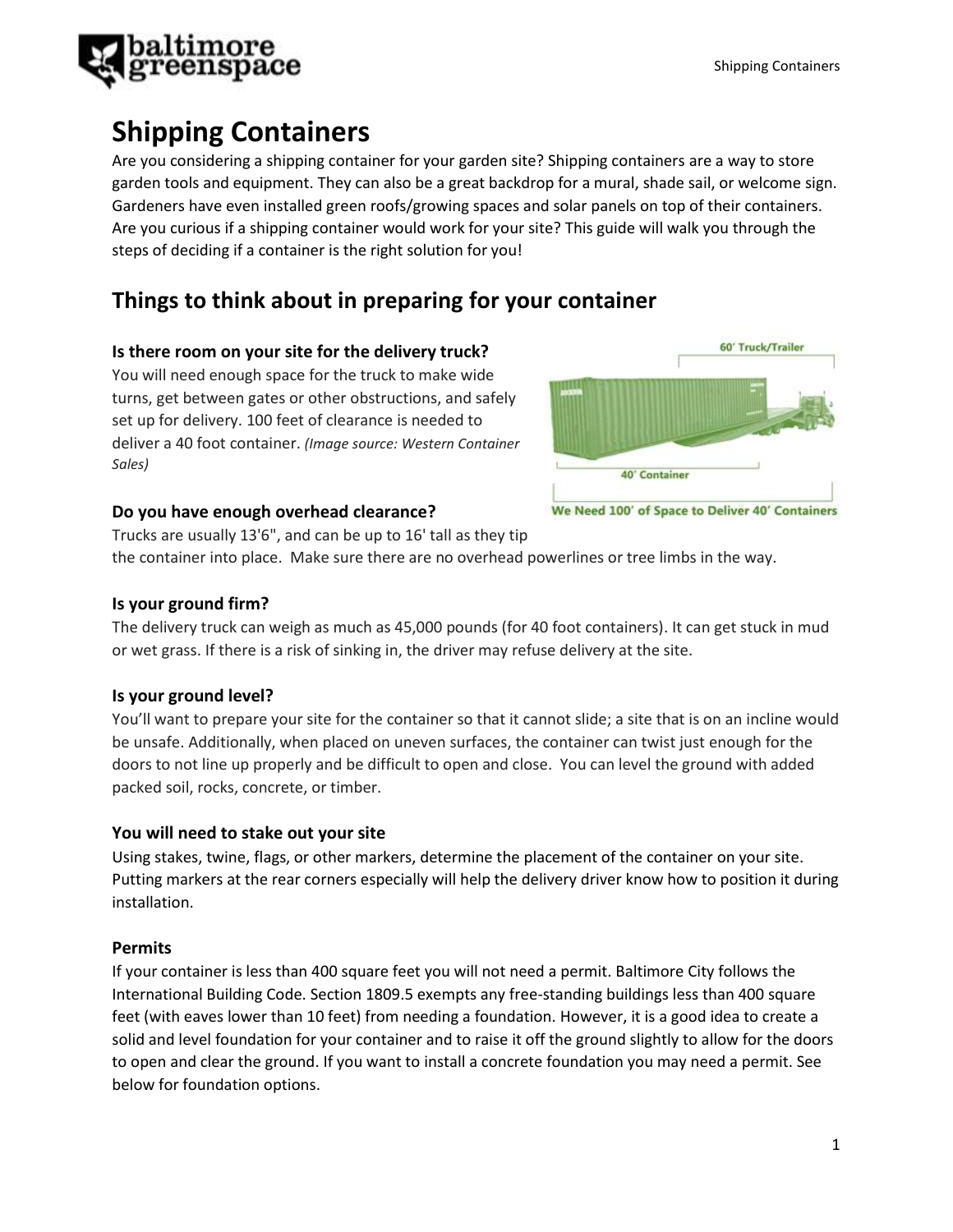# Shipping Containers

Are you considering a shipping container for your garden site? Shipping containers are a way to store garden tools and equipment. They can also be a great backdrop for a mural, shade sail, or welcome sign. Gardeners have even installed green roofs/growing spaces and solar panels on top of their containers. Are you curious if a shipping container would work for your site? This guide will walk you through the steps of deciding if a container is the right solution for you!

## Things to think about in preparing for your container

### Is there room on your site for the delivery truck?

You will need enough space for the truck to make wide turns, get between gates or other obstructions, and safely set up for delivery. 100 feet of clearance is needed to deliver a 40 foot container. *(Image source: Western Container Sales)*

### Do you have enough overhead clearance?

Trucks are usually 13'6", and can be up to 16' tall as they tip the container into place. Make sure there are no overhead powerlines or tree limbs in the way.

### Is your ground firm?

The delivery truck can weigh as much as 45,000 pounds (for 40 foot containers). It can get stuck in mud or wet grass. If there is a risk of sinking in, the driver may refuse delivery at the site.

### Is your ground level?

You'll want to prepare your site for the container so that it cannot slide; a site that is on an incline would be unsafe. Additionally, when placed on uneven surfaces, the container can twist just enough for the doors to not line up properly and be difficult to open and close. You can level the ground with added packed soil, rocks, concrete, or timber.

### You will need to stake out your site

Using stakes, twine, flags, or other markers, determine the placement of the container on your site. Putting markers at the rear corners especially will help the delivery driver know how to position it during installation.

### Permits

If your container is less than 400 square feet you will not need a permit. Baltimore City follows the International Building Code. Section 1809.5 exempts any free-standing buildings less than 400 square feet (with eaves lower than 10 feet) from needing a foundation. However, it is a good idea to create a solid and level foundation for your container and to raise it off the ground slightly to allow for the doors to open and clear the ground. If you want to install a concrete foundation you may need a permit. See below for foundation options.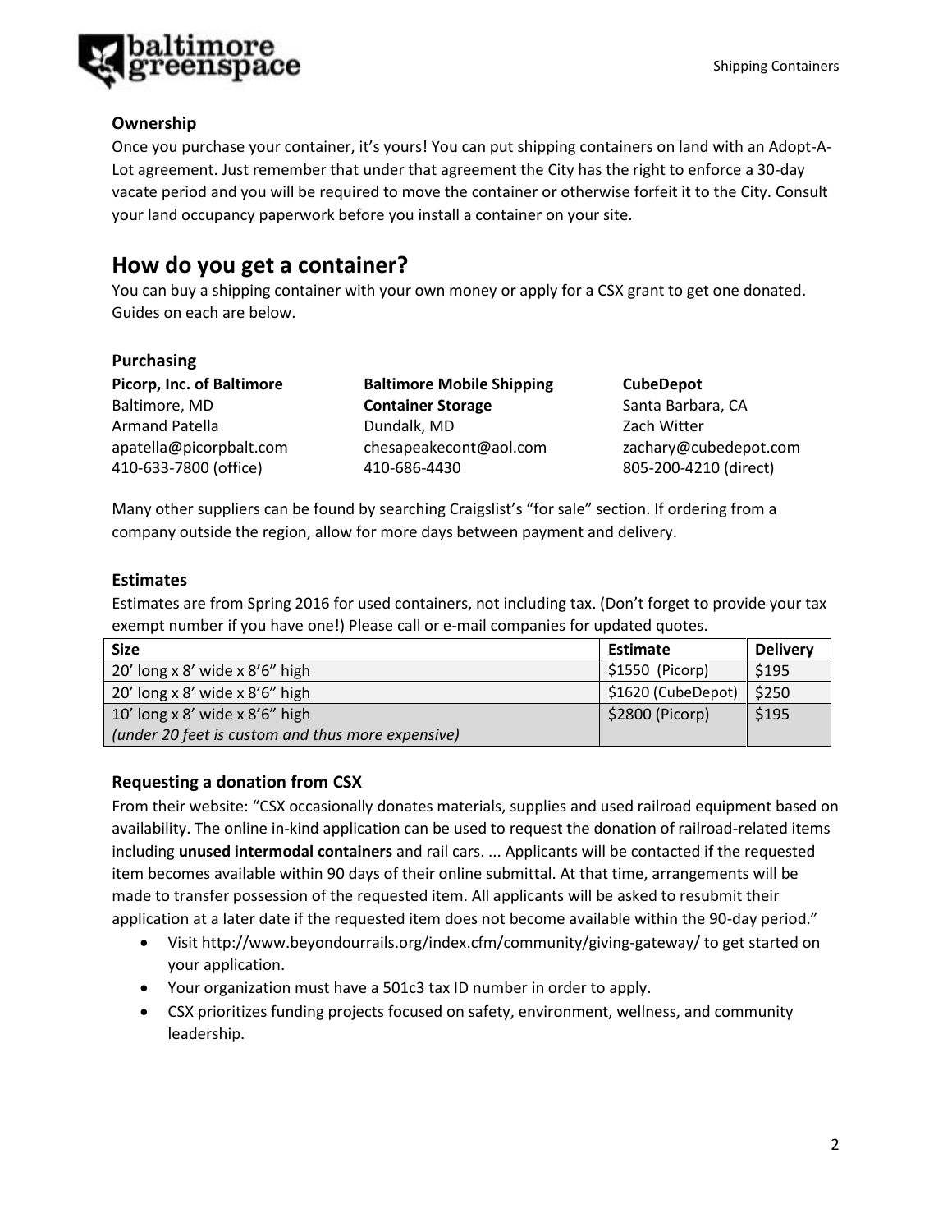### Ownership

Once you purchase your container, it's yours! You can put shipping containers on land with an Adopt-A-Lot agreement. Just remember that under that agreement the City has the right to enforce a 30-day vacate period and you will be required to move the container or otherwise forfeit it to the City. Consult your land occupancy paperwork before you install a container on your site.

## How do you get a container?

You can buy a shipping container with your own money or apply for a CSX grant to get one donated. Guides on each are below.

### Purchasing

**Picorp, Inc. of Baltimore**
Baltimore, MD
Armand Patella
apatella@picorpbalt.com
410-633-7800 (office)

**Baltimore Mobile Shipping Container Storage**
Dundalk, MD
chesapeakecont@aol.com
410-686-4430

**CubeDepot**
Santa Barbara, CA
Zach Witter
zachary@cubedepot.com
805-200-4210 (direct)

Many other suppliers can be found by searching Craigslist's "for sale" section. If ordering from a company outside the region, allow for more days between payment and delivery.

### Estimates

Estimates are from Spring 2016 for used containers, not including tax. (Don't forget to provide your tax exempt number if you have one!) Please call or e-mail companies for updated quotes.

| Size | Estimate | Delivery |
| --- | --- | --- |
| 20' long x 8' wide x 8'6" high | $1550 (Picorp) | $195 |
| 20' long x 8' wide x 8'6" high | $1620 (CubeDepot) | $250 |
| 10' long x 8' wide x 8'6" high *(under 20 feet is custom and thus more expensive)* | $2800 (Picorp) | $195 |

### Requesting a donation from CSX

From their website: "CSX occasionally donates materials, supplies and used railroad equipment based on availability. The online in-kind application can be used to request the donation of railroad-related items including **unused intermodal containers** and rail cars. ... Applicants will be contacted if the requested item becomes available within 90 days of their online submittal. At that time, arrangements will be made to transfer possession of the requested item. All applicants will be asked to resubmit their application at a later date if the requested item does not become available within the 90-day period."

- Visit http://www.beyondourrails.org/index.cfm/community/giving-gateway/ to get started on your application.
- Your organization must have a 501c3 tax ID number in order to apply.
- CSX prioritizes funding projects focused on safety, environment, wellness, and community leadership.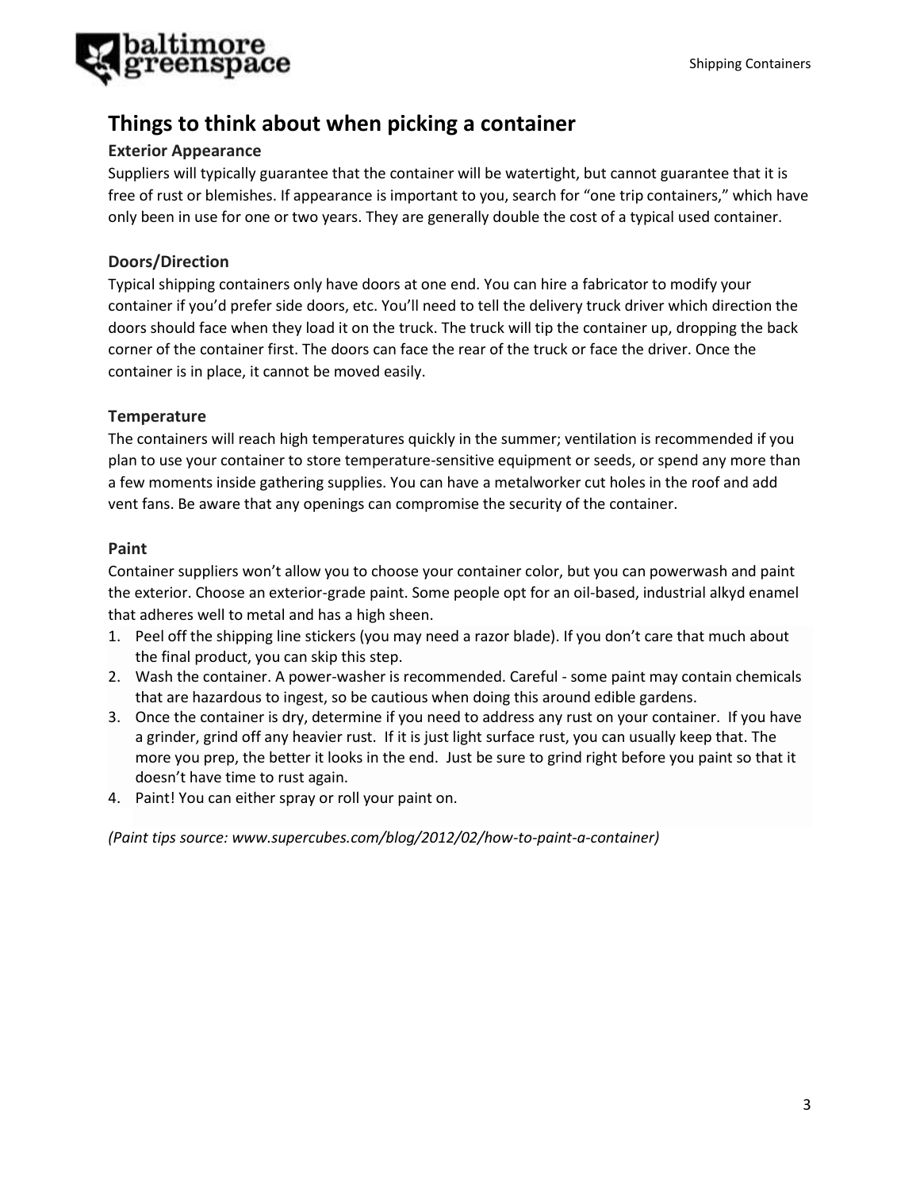## Things to think about when picking a container

### Exterior Appearance

Suppliers will typically guarantee that the container will be watertight, but cannot guarantee that it is free of rust or blemishes. If appearance is important to you, search for "one trip containers," which have only been in use for one or two years. They are generally double the cost of a typical used container.

### Doors/Direction

Typical shipping containers only have doors at one end. You can hire a fabricator to modify your container if you'd prefer side doors, etc. You'll need to tell the delivery truck driver which direction the doors should face when they load it on the truck. The truck will tip the container up, dropping the back corner of the container first. The doors can face the rear of the truck or face the driver. Once the container is in place, it cannot be moved easily.

### Temperature

The containers will reach high temperatures quickly in the summer; ventilation is recommended if you plan to use your container to store temperature-sensitive equipment or seeds, or spend any more than a few moments inside gathering supplies. You can have a metalworker cut holes in the roof and add vent fans. Be aware that any openings can compromise the security of the container.

### Paint

Container suppliers won't allow you to choose your container color, but you can powerwash and paint the exterior. Choose an exterior-grade paint. Some people opt for an oil-based, industrial alkyd enamel that adheres well to metal and has a high sheen.

1. Peel off the shipping line stickers (you may need a razor blade). If you don't care that much about the final product, you can skip this step.
2. Wash the container. A power-washer is recommended. Careful - some paint may contain chemicals that are hazardous to ingest, so be cautious when doing this around edible gardens.
3. Once the container is dry, determine if you need to address any rust on your container. If you have a grinder, grind off any heavier rust. If it is just light surface rust, you can usually keep that. The more you prep, the better it looks in the end. Just be sure to grind right before you paint so that it doesn't have time to rust again.
4. Paint! You can either spray or roll your paint on.

*(Paint tips source: www.supercubes.com/blog/2012/02/how-to-paint-a-container)*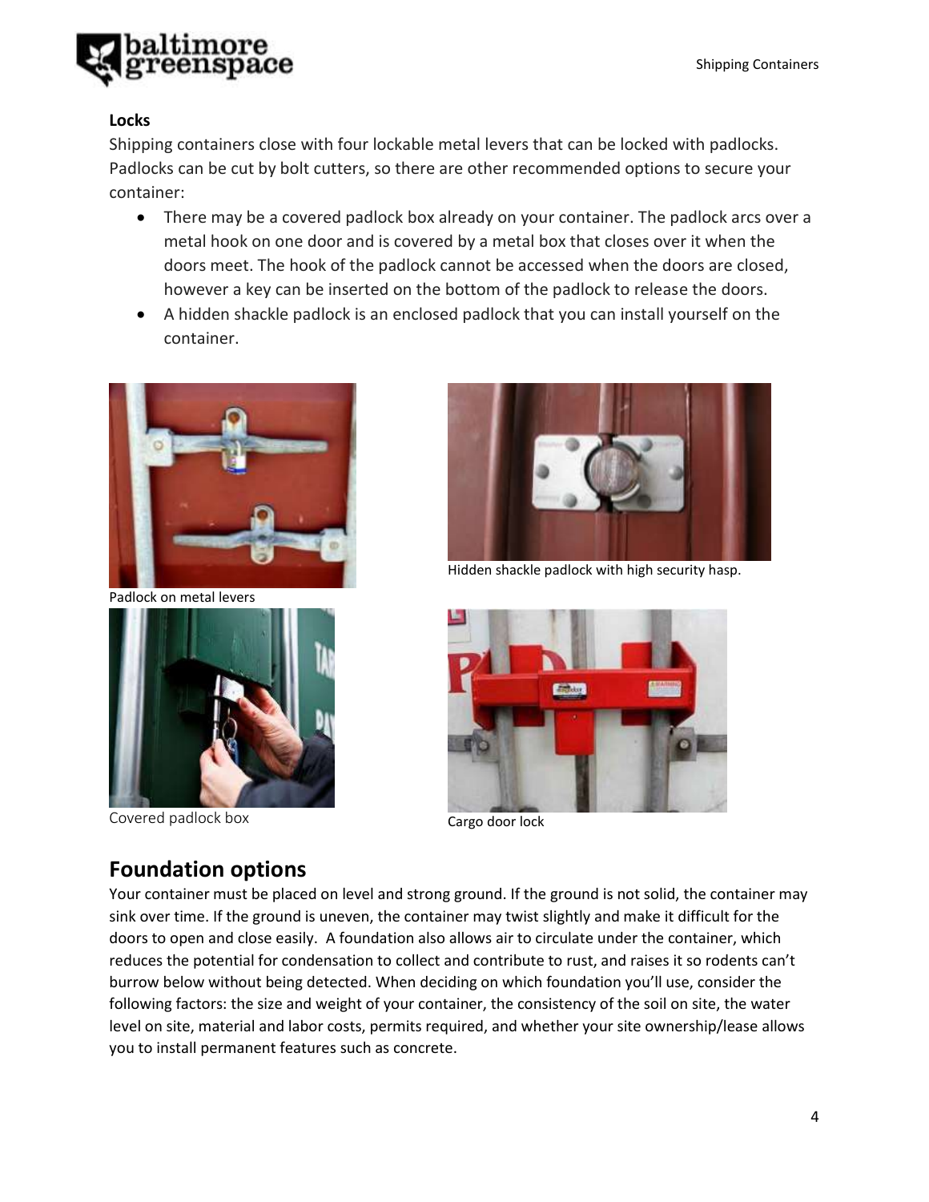### Locks

Shipping containers close with four lockable metal levers that can be locked with padlocks. Padlocks can be cut by bolt cutters, so there are other recommended options to secure your container:

- There may be a covered padlock box already on your container. The padlock arcs over a metal hook on one door and is covered by a metal box that closes over it when the doors meet. The hook of the padlock cannot be accessed when the doors are closed, however a key can be inserted on the bottom of the padlock to release the doors.
- A hidden shackle padlock is an enclosed padlock that you can install yourself on the container.

Padlock on metal levers

Hidden shackle padlock with high security hasp.

Covered padlock box

Cargo door lock

## Foundation options

Your container must be placed on level and strong ground. If the ground is not solid, the container may sink over time. If the ground is uneven, the container may twist slightly and make it difficult for the doors to open and close easily. A foundation also allows air to circulate under the container, which reduces the potential for condensation to collect and contribute to rust, and raises it so rodents can't burrow below without being detected. When deciding on which foundation you'll use, consider the following factors: the size and weight of your container, the consistency of the soil on site, the water level on site, material and labor costs, permits required, and whether your site ownership/lease allows you to install permanent features such as concrete.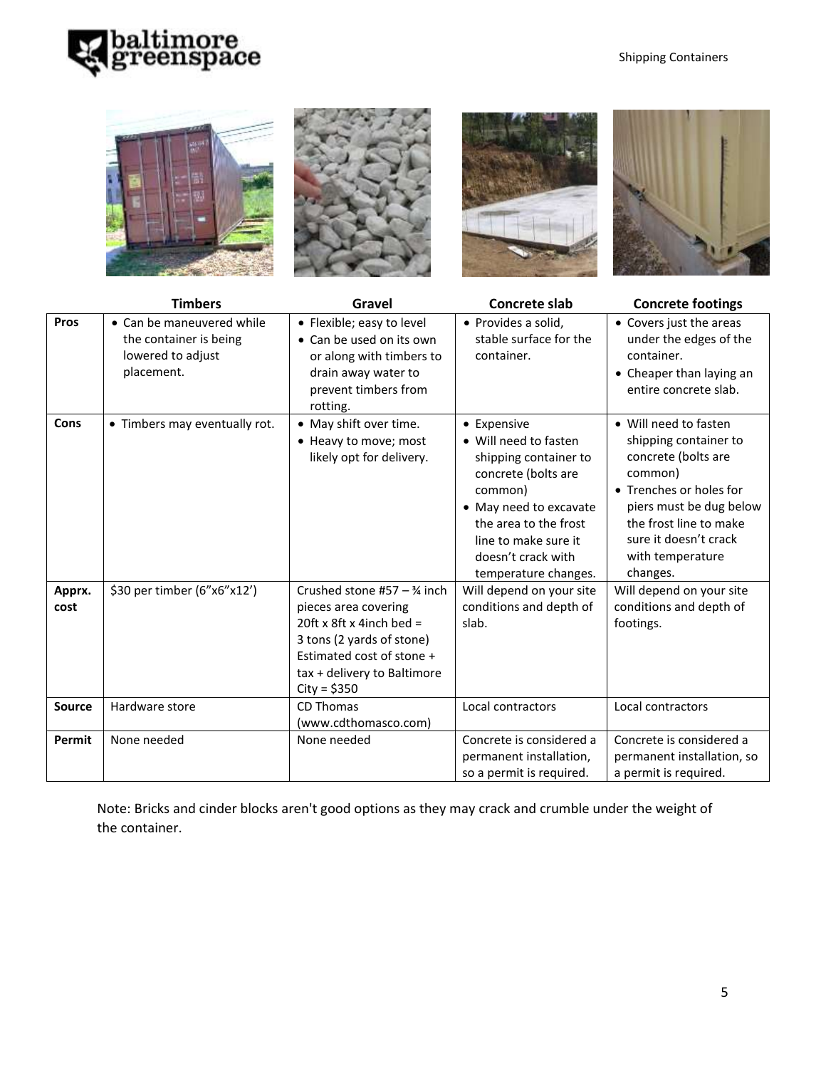| | Timbers | Gravel | Concrete slab | Concrete footings |
|---|---|---|---|---|
| **Pros** | • Can be maneuvered while the container is being lowered to adjust placement. | • Flexible; easy to level<br>• Can be used on its own or along with timbers to drain away water to prevent timbers from rotting. | • Provides a solid, stable surface for the container. | • Covers just the areas under the edges of the container.<br>• Cheaper than laying an entire concrete slab. |
| **Cons** | • Timbers may eventually rot. | • May shift over time.<br>• Heavy to move; most likely opt for delivery. | • Expensive<br>• Will need to fasten shipping container to concrete (bolts are common)<br>• May need to excavate the area to the frost line to make sure it doesn't crack with temperature changes. | • Will need to fasten shipping container to concrete (bolts are common)<br>• Trenches or holes for piers must be dug below the frost line to make sure it doesn't crack with temperature changes. |
| **Apprx. cost** | $30 per timber (6"x6"x12') | Crushed stone #57 – ¾ inch pieces area covering 20ft x 8ft x 4inch bed = 3 tons (2 yards of stone) Estimated cost of stone + tax + delivery to Baltimore City = $350 | Will depend on your site conditions and depth of slab. | Will depend on your site conditions and depth of footings. |
| **Source** | Hardware store | CD Thomas (www.cdthomasco.com) | Local contractors | Local contractors |
| **Permit** | None needed | None needed | Concrete is considered a permanent installation, so a permit is required. | Concrete is considered a permanent installation, so a permit is required. |

Note: Bricks and cinder blocks aren't good options as they may crack and crumble under the weight of the container.